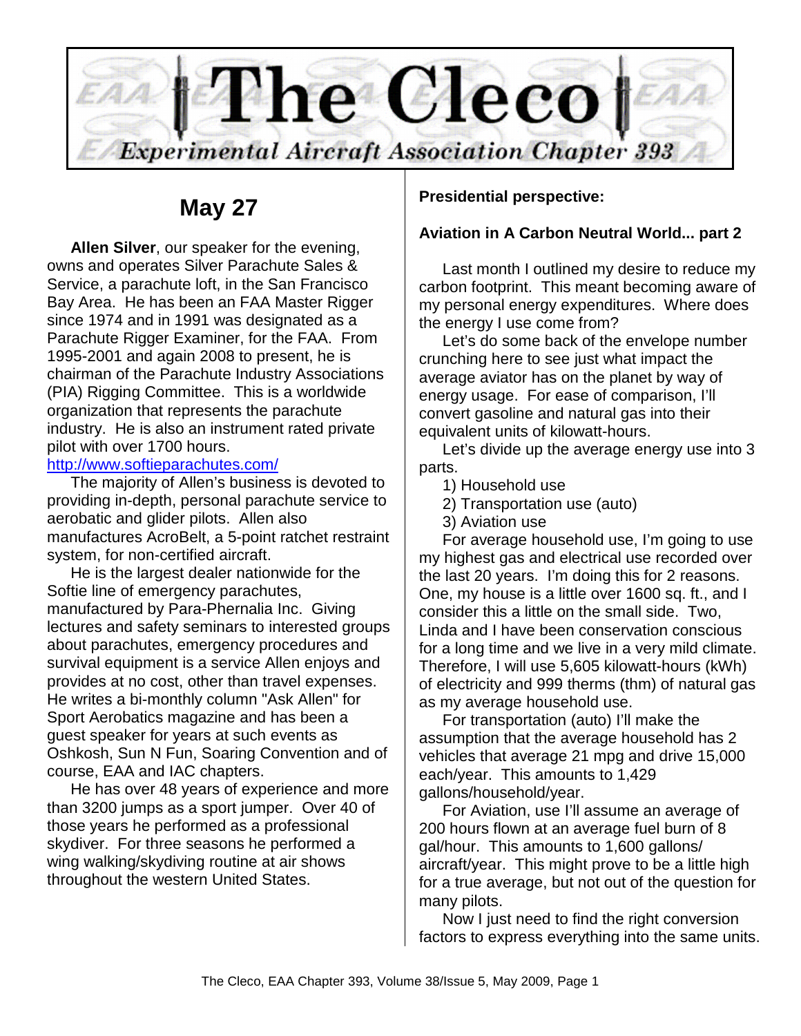# The Cleco

*Experimental Aircraft Association Chapter 393*

## May 27

**Allen Silver**, our speaker for the evening, owns and operates Silver Parachute Sales & Service, a parachute loft, in the San Francisco Bay Area. He has been an FAA Master Rigger since 1974 and in 1991 was designated as a Parachute Rigger Examiner, for the FAA. From 1995-2001 and again 2008 to present, he is chairman of the Parachute Industry Associations (PIA) Rigging Committee. This is a worldwide organization that represents the parachute industry. He is also an instrument rated private pilot with over 1700 hours.
http://www.softieparachutes.com/

The majority of Allen's business is devoted to providing in-depth, personal parachute service to aerobatic and glider pilots. Allen also manufactures AcroBelt, a 5-point ratchet restraint system, for non-certified aircraft.

He is the largest dealer nationwide for the Softie line of emergency parachutes, manufactured by Para-Phernalia Inc. Giving lectures and safety seminars to interested groups about parachutes, emergency procedures and survival equipment is a service Allen enjoys and provides at no cost, other than travel expenses. He writes a bi-monthly column "Ask Allen" for Sport Aerobatics magazine and has been a guest speaker for years at such events as Oshkosh, Sun N Fun, Soaring Convention and of course, EAA and IAC chapters.

He has over 48 years of experience and more than 3200 jumps as a sport jumper. Over 40 of those years he performed as a professional skydiver. For three seasons he performed a wing walking/skydiving routine at air shows throughout the western United States.

**Presidential perspective:**

**Aviation in A Carbon Neutral World... part 2**

Last month I outlined my desire to reduce my carbon footprint. This meant becoming aware of my personal energy expenditures. Where does the energy I use come from?

Let's do some back of the envelope number crunching here to see just what impact the average aviator has on the planet by way of energy usage. For ease of comparison, I'll convert gasoline and natural gas into their equivalent units of kilowatt-hours.

Let's divide up the average energy use into 3 parts.

1) Household use
2) Transportation use (auto)
3) Aviation use

For average household use, I'm going to use my highest gas and electrical use recorded over the last 20 years. I'm doing this for 2 reasons. One, my house is a little over 1600 sq. ft., and I consider this a little on the small side. Two, Linda and I have been conservation conscious for a long time and we live in a very mild climate. Therefore, I will use 5,605 kilowatt-hours (kWh) of electricity and 999 therms (thm) of natural gas as my average household use.

For transportation (auto) I'll make the assumption that the average household has 2 vehicles that average 21 mpg and drive 15,000 each/year. This amounts to 1,429 gallons/household/year.

For Aviation, use I'll assume an average of 200 hours flown at an average fuel burn of 8 gal/hour. This amounts to 1,600 gallons/ aircraft/year. This might prove to be a little high for a true average, but not out of the question for many pilots.

Now I just need to find the right conversion factors to express everything into the same units.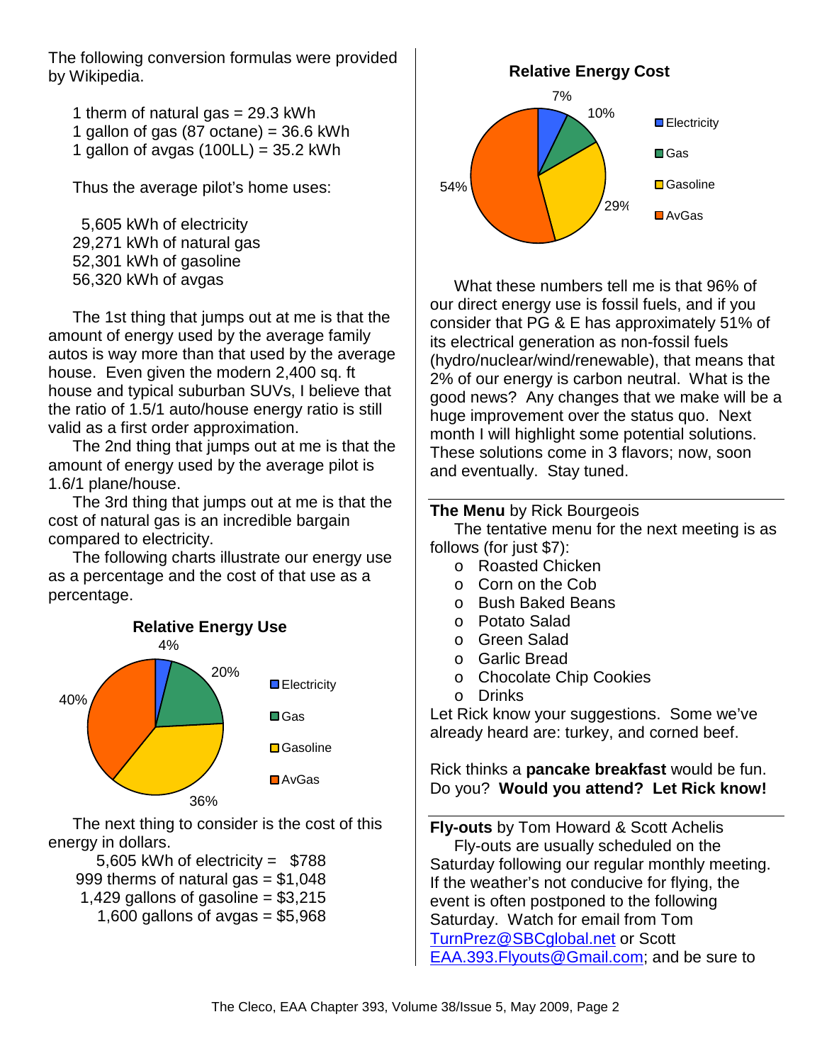The following conversion formulas were provided by Wikipedia.

1 therm of natural gas = 29.3 kWh
1 gallon of gas (87 octane) = 36.6 kWh
1 gallon of avgas (100LL) = 35.2 kWh

Thus the average pilot's home uses:

5,605 kWh of electricity
29,271 kWh of natural gas
52,301 kWh of gasoline
56,320 kWh of avgas

The 1st thing that jumps out at me is that the amount of energy used by the average family autos is way more than that used by the average house. Even given the modern 2,400 sq. ft house and typical suburban SUVs, I believe that the ratio of 1.5/1 auto/house energy ratio is still valid as a first order approximation.

The 2nd thing that jumps out at me is that the amount of energy used by the average pilot is 1.6/1 plane/house.

The 3rd thing that jumps out at me is that the cost of natural gas is an incredible bargain compared to electricity.

The following charts illustrate our energy use as a percentage and the cost of that use as a percentage.

**Relative Energy Use**

| Source | Percentage |
|---|---|
| Electricity | 4% |
| Gas | 20% |
| Gasoline | 36% |
| AvGas | 40% |

The next thing to consider is the cost of this energy in dollars.

5,605 kWh of electricity = $788
999 therms of natural gas = $1,048
1,429 gallons of gasoline = $3,215
1,600 gallons of avgas = $5,968

**Relative Energy Cost**

| Source | Percentage |
|---|---|
| Electricity | 7% |
| Gas | 10% |
| Gasoline | 29% |
| AvGas | 54% |

What these numbers tell me is that 96% of our direct energy use is fossil fuels, and if you consider that PG & E has approximately 51% of its electrical generation as non-fossil fuels (hydro/nuclear/wind/renewable), that means that 2% of our energy is carbon neutral. What is the good news? Any changes that we make will be a huge improvement over the status quo. Next month I will highlight some potential solutions. These solutions come in 3 flavors; now, soon and eventually. Stay tuned.

**The Menu** by Rick Bourgeois

The tentative menu for the next meeting is as follows (for just $7):

- Roasted Chicken
- Corn on the Cob
- Bush Baked Beans
- Potato Salad
- Green Salad
- Garlic Bread
- Chocolate Chip Cookies
- Drinks

Let Rick know your suggestions. Some we've already heard are: turkey, and corned beef.

Rick thinks a **pancake breakfast** would be fun. Do you? **Would you attend? Let Rick know!**

**Fly-outs** by Tom Howard & Scott Achelis

Fly-outs are usually scheduled on the Saturday following our regular monthly meeting. If the weather's not conducive for flying, the event is often postponed to the following Saturday. Watch for email from Tom TurnPrez@SBCglobal.net or Scott EAA.393.Flyouts@Gmail.com; and be sure to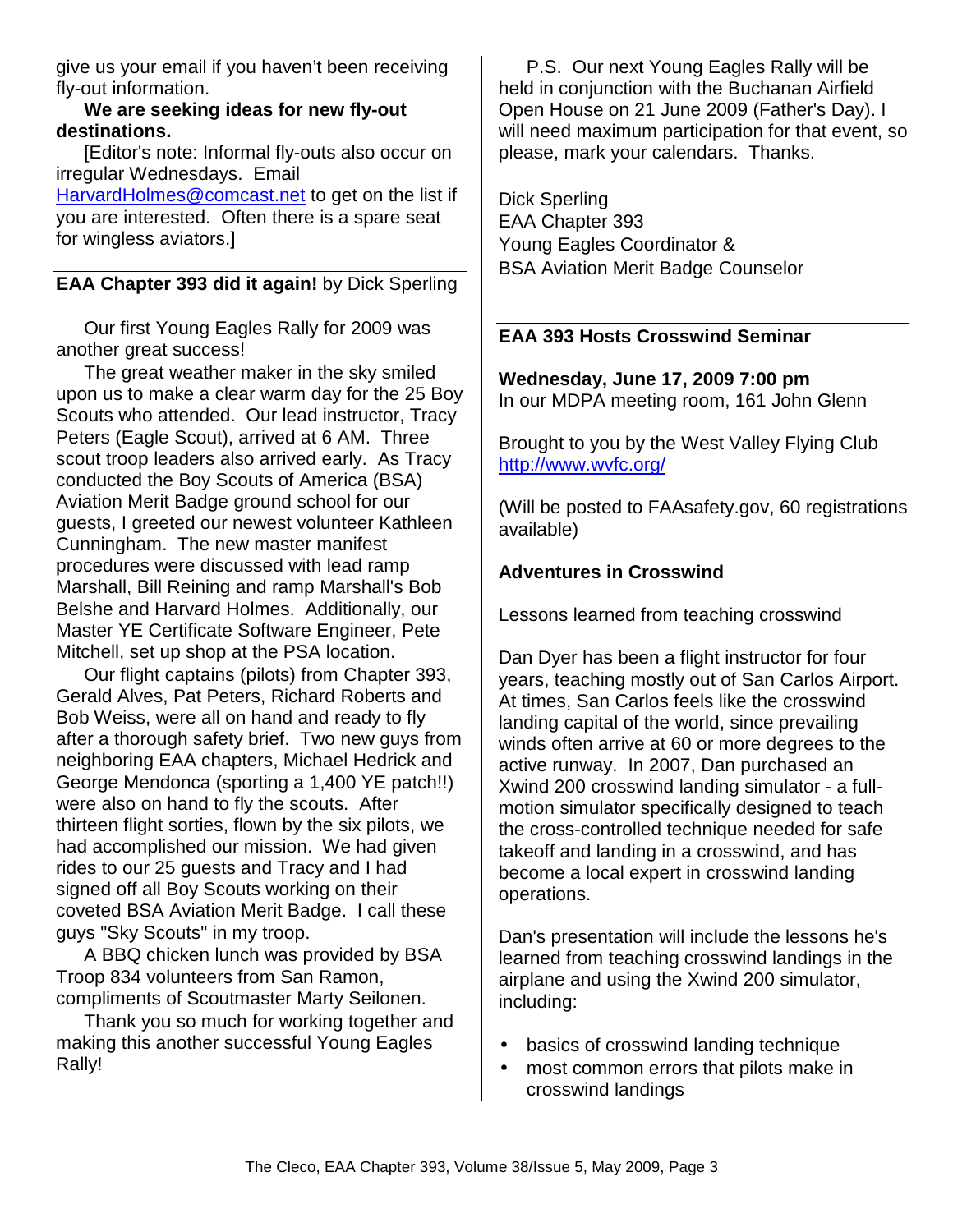give us your email if you haven't been receiving fly-out information.

**We are seeking ideas for new fly-out destinations.**

[Editor's note: Informal fly-outs also occur on irregular Wednesdays. Email HarvardHolmes@comcast.net to get on the list if you are interested. Often there is a spare seat for wingless aviators.]

---

**EAA Chapter 393 did it again!** by Dick Sperling

Our first Young Eagles Rally for 2009 was another great success!

The great weather maker in the sky smiled upon us to make a clear warm day for the 25 Boy Scouts who attended. Our lead instructor, Tracy Peters (Eagle Scout), arrived at 6 AM. Three scout troop leaders also arrived early. As Tracy conducted the Boy Scouts of America (BSA) Aviation Merit Badge ground school for our guests, I greeted our newest volunteer Kathleen Cunningham. The new master manifest procedures were discussed with lead ramp Marshall, Bill Reining and ramp Marshall's Bob Belshe and Harvard Holmes. Additionally, our Master YE Certificate Software Engineer, Pete Mitchell, set up shop at the PSA location.

Our flight captains (pilots) from Chapter 393, Gerald Alves, Pat Peters, Richard Roberts and Bob Weiss, were all on hand and ready to fly after a thorough safety brief. Two new guys from neighboring EAA chapters, Michael Hedrick and George Mendonca (sporting a 1,400 YE patch!!) were also on hand to fly the scouts. After thirteen flight sorties, flown by the six pilots, we had accomplished our mission. We had given rides to our 25 guests and Tracy and I had signed off all Boy Scouts working on their coveted BSA Aviation Merit Badge. I call these guys "Sky Scouts" in my troop.

A BBQ chicken lunch was provided by BSA Troop 834 volunteers from San Ramon, compliments of Scoutmaster Marty Seilonen.

Thank you so much for working together and making this another successful Young Eagles Rally!

P.S. Our next Young Eagles Rally will be held in conjunction with the Buchanan Airfield Open House on 21 June 2009 (Father's Day). I will need maximum participation for that event, so please, mark your calendars. Thanks.

Dick Sperling
EAA Chapter 393
Young Eagles Coordinator &
BSA Aviation Merit Badge Counselor

---

**EAA 393 Hosts Crosswind Seminar**

**Wednesday, June 17, 2009 7:00 pm**
In our MDPA meeting room, 161 John Glenn

Brought to you by the West Valley Flying Club
http://www.wvfc.org/

(Will be posted to FAAsafety.gov, 60 registrations available)

**Adventures in Crosswind**

Lessons learned from teaching crosswind

Dan Dyer has been a flight instructor for four years, teaching mostly out of San Carlos Airport. At times, San Carlos feels like the crosswind landing capital of the world, since prevailing winds often arrive at 60 or more degrees to the active runway. In 2007, Dan purchased an Xwind 200 crosswind landing simulator - a full-motion simulator specifically designed to teach the cross-controlled technique needed for safe takeoff and landing in a crosswind, and has become a local expert in crosswind landing operations.

Dan's presentation will include the lessons he's learned from teaching crosswind landings in the airplane and using the Xwind 200 simulator, including:

- basics of crosswind landing technique
- most common errors that pilots make in crosswind landings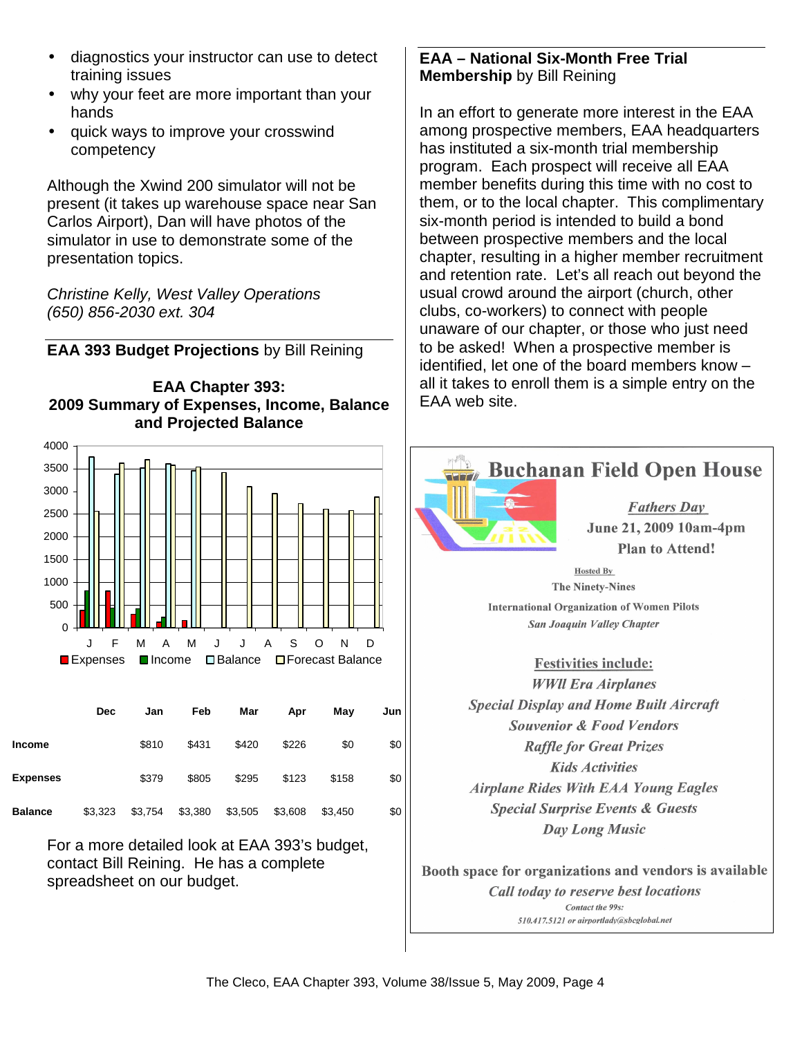- diagnostics your instructor can use to detect training issues
- why your feet are more important than your hands
- quick ways to improve your crosswind competency

Although the Xwind 200 simulator will not be present (it takes up warehouse space near San Carlos Airport), Dan will have photos of the simulator in use to demonstrate some of the presentation topics.

*Christine Kelly, West Valley Operations*
*(650) 856-2030 ext. 304*

## EAA 393 Budget Projections by Bill Reining

**EAA Chapter 393:**
**2009 Summary of Expenses, Income, Balance and Projected Balance**

| | Dec | Jan | Feb | Mar | Apr | May | Jun |
|---|---|---|---|---|---|---|---|
| **Income** | | $810 | $431 | $420 | $226 | $0 | $0 |
| **Expenses** | | $379 | $805 | $295 | $123 | $158 | $0 |
| **Balance** | $3,323 | $3,754 | $3,380 | $3,505 | $3,608 | $3,450 | $0 |

For a more detailed look at EAA 393's budget, contact Bill Reining. He has a complete spreadsheet on our budget.

## EAA – National Six-Month Free Trial Membership by Bill Reining

In an effort to generate more interest in the EAA among prospective members, EAA headquarters has instituted a six-month trial membership program. Each prospect will receive all EAA member benefits during this time with no cost to them, or to the local chapter. This complimentary six-month period is intended to build a bond between prospective members and the local chapter, resulting in a higher member recruitment and retention rate. Let's all reach out beyond the usual crowd around the airport (church, other clubs, co-workers) to connect with people unaware of our chapter, or those who just need to be asked! When a prospective member is identified, let one of the board members know – all it takes to enroll them is a simple entry on the EAA web site.

## Buchanan Field Open House

***Fathers Day***
**June 21, 2009 10am-4pm**
**Plan to Attend!**

Hosted By
The Ninety-Nines
International Organization of Women Pilots
*San Joaquin Valley Chapter*

**Festivities include:**
*WWII Era Airplanes*
*Special Display and Home Built Aircraft*
*Souvenior & Food Vendors*
*Raffle for Great Prizes*
*Kids Activities*
*Airplane Rides With EAA Young Eagles*
*Special Surprise Events & Guests*
*Day Long Music*

**Booth space for organizations and vendors is available**
*Call today to reserve best locations*
*Contact the 99s:*
*510.417.5121 or airportlady@sbcglobal.net*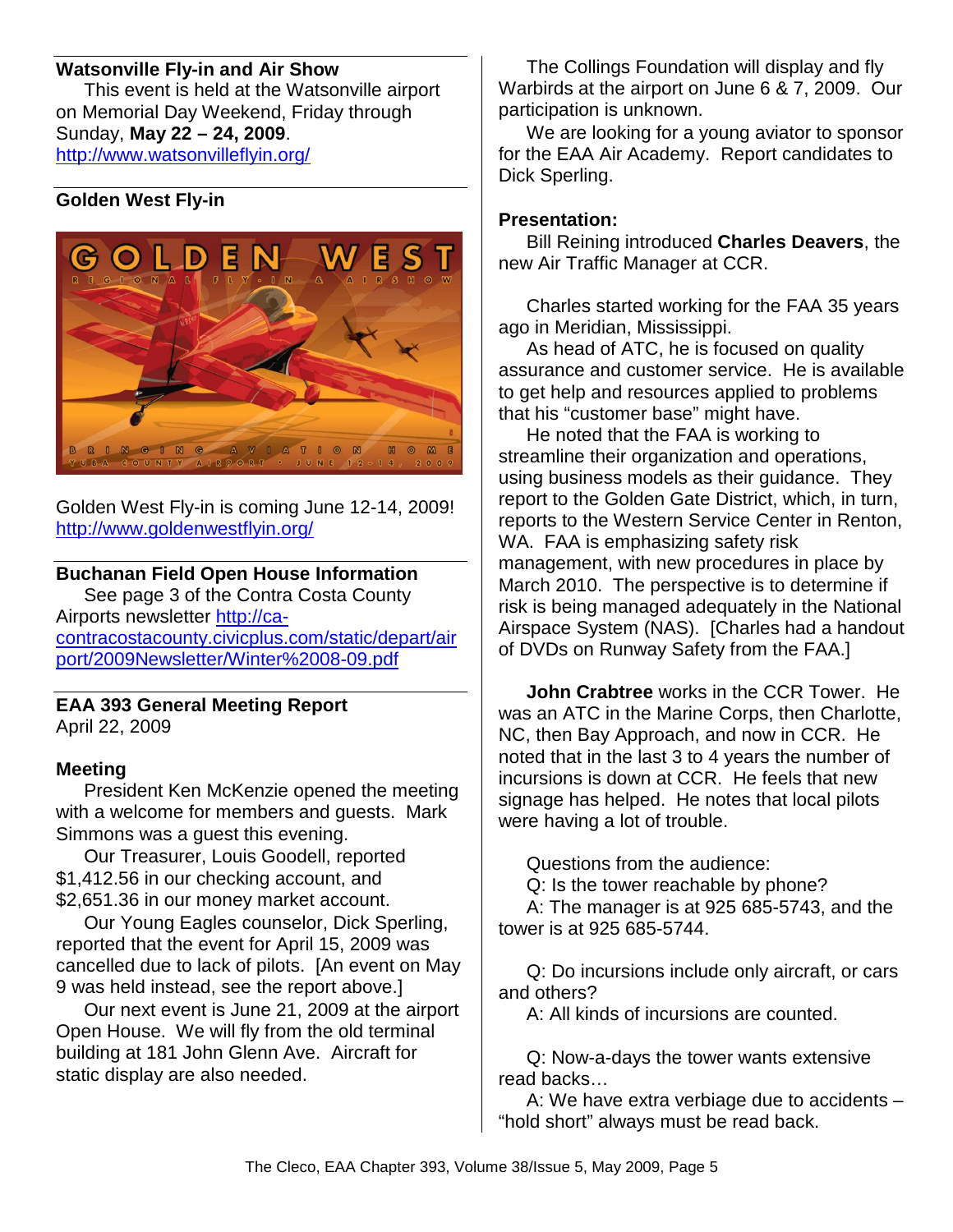### Watsonville Fly-in and Air Show

This event is held at the Watsonville airport on Memorial Day Weekend, Friday through Sunday, **May 22 – 24, 2009**.
http://www.watsonvilleflyin.org/

### Golden West Fly-in

Golden West Fly-in is coming June 12-14, 2009!
http://www.goldenwestflyin.org/

### Buchanan Field Open House Information

See page 3 of the Contra Costa County Airports newsletter http://ca-contracostacounty.civicplus.com/static/depart/airport/2009Newsletter/Winter%2008-09.pdf

### EAA 393 General Meeting Report

April 22, 2009

#### Meeting

President Ken McKenzie opened the meeting with a welcome for members and guests. Mark Simmons was a guest this evening.

Our Treasurer, Louis Goodell, reported $1,412.56 in our checking account, and $2,651.36 in our money market account.

Our Young Eagles counselor, Dick Sperling, reported that the event for April 15, 2009 was cancelled due to lack of pilots. [An event on May 9 was held instead, see the report above.]

Our next event is June 21, 2009 at the airport Open House. We will fly from the old terminal building at 181 John Glenn Ave. Aircraft for static display are also needed.

The Collings Foundation will display and fly Warbirds at the airport on June 6 & 7, 2009. Our participation is unknown.

We are looking for a young aviator to sponsor for the EAA Air Academy. Report candidates to Dick Sperling.

#### Presentation:

Bill Reining introduced **Charles Deavers**, the new Air Traffic Manager at CCR.

Charles started working for the FAA 35 years ago in Meridian, Mississippi.

As head of ATC, he is focused on quality assurance and customer service. He is available to get help and resources applied to problems that his "customer base" might have.

He noted that the FAA is working to streamline their organization and operations, using business models as their guidance. They report to the Golden Gate District, which, in turn, reports to the Western Service Center in Renton, WA. FAA is emphasizing safety risk management, with new procedures in place by March 2010. The perspective is to determine if risk is being managed adequately in the National Airspace System (NAS). [Charles had a handout of DVDs on Runway Safety from the FAA.]

**John Crabtree** works in the CCR Tower. He was an ATC in the Marine Corps, then Charlotte, NC, then Bay Approach, and now in CCR. He noted that in the last 3 to 4 years the number of incursions is down at CCR. He feels that new signage has helped. He notes that local pilots were having a lot of trouble.

Questions from the audience:

Q: Is the tower reachable by phone?

A: The manager is at 925 685-5743, and the tower is at 925 685-5744.

Q: Do incursions include only aircraft, or cars and others?

A: All kinds of incursions are counted.

Q: Now-a-days the tower wants extensive read backs…

A: We have extra verbiage due to accidents – "hold short" always must be read back.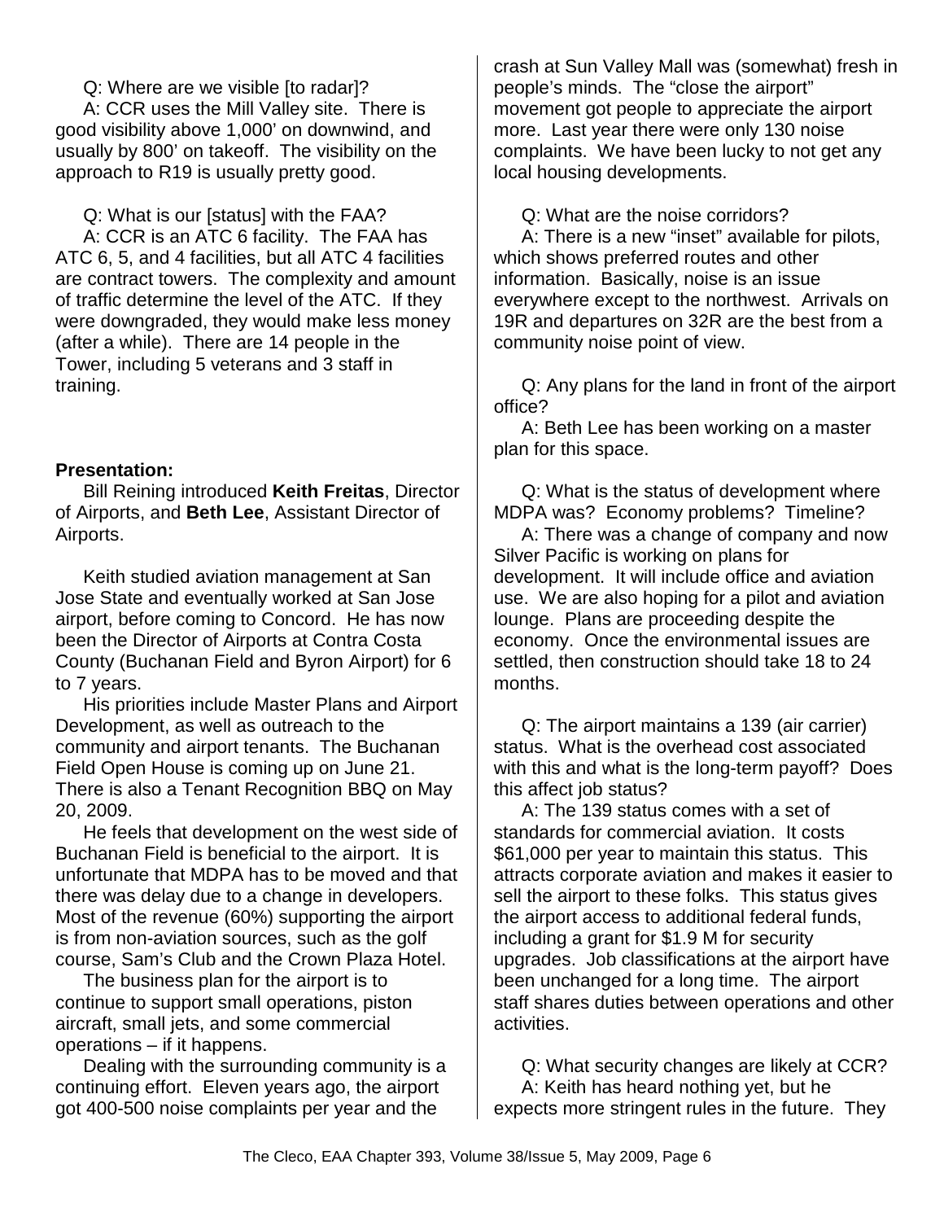Q: Where are we visible [to radar]?

A: CCR uses the Mill Valley site. There is good visibility above 1,000' on downwind, and usually by 800' on takeoff. The visibility on the approach to R19 is usually pretty good.

Q: What is our [status] with the FAA?

A: CCR is an ATC 6 facility. The FAA has ATC 6, 5, and 4 facilities, but all ATC 4 facilities are contract towers. The complexity and amount of traffic determine the level of the ATC. If they were downgraded, they would make less money (after a while). There are 14 people in the Tower, including 5 veterans and 3 staff in training.

**Presentation:**

Bill Reining introduced **Keith Freitas**, Director of Airports, and **Beth Lee**, Assistant Director of Airports.

Keith studied aviation management at San Jose State and eventually worked at San Jose airport, before coming to Concord. He has now been the Director of Airports at Contra Costa County (Buchanan Field and Byron Airport) for 6 to 7 years.

His priorities include Master Plans and Airport Development, as well as outreach to the community and airport tenants. The Buchanan Field Open House is coming up on June 21. There is also a Tenant Recognition BBQ on May 20, 2009.

He feels that development on the west side of Buchanan Field is beneficial to the airport. It is unfortunate that MDPA has to be moved and that there was delay due to a change in developers. Most of the revenue (60%) supporting the airport is from non-aviation sources, such as the golf course, Sam's Club and the Crown Plaza Hotel.

The business plan for the airport is to continue to support small operations, piston aircraft, small jets, and some commercial operations – if it happens.

Dealing with the surrounding community is a continuing effort. Eleven years ago, the airport got 400-500 noise complaints per year and the crash at Sun Valley Mall was (somewhat) fresh in people's minds. The "close the airport" movement got people to appreciate the airport more. Last year there were only 130 noise complaints. We have been lucky to not get any local housing developments.

Q: What are the noise corridors?

A: There is a new "inset" available for pilots, which shows preferred routes and other information. Basically, noise is an issue everywhere except to the northwest. Arrivals on 19R and departures on 32R are the best from a community noise point of view.

Q: Any plans for the land in front of the airport office?

A: Beth Lee has been working on a master plan for this space.

Q: What is the status of development where MDPA was? Economy problems? Timeline?

A: There was a change of company and now Silver Pacific is working on plans for development. It will include office and aviation use. We are also hoping for a pilot and aviation lounge. Plans are proceeding despite the economy. Once the environmental issues are settled, then construction should take 18 to 24 months.

Q: The airport maintains a 139 (air carrier) status. What is the overhead cost associated with this and what is the long-term payoff? Does this affect job status?

A: The 139 status comes with a set of standards for commercial aviation. It costs $61,000 per year to maintain this status. This attracts corporate aviation and makes it easier to sell the airport to these folks. This status gives the airport access to additional federal funds, including a grant for $1.9 M for security upgrades. Job classifications at the airport have been unchanged for a long time. The airport staff shares duties between operations and other activities.

Q: What security changes are likely at CCR?

A: Keith has heard nothing yet, but he expects more stringent rules in the future. They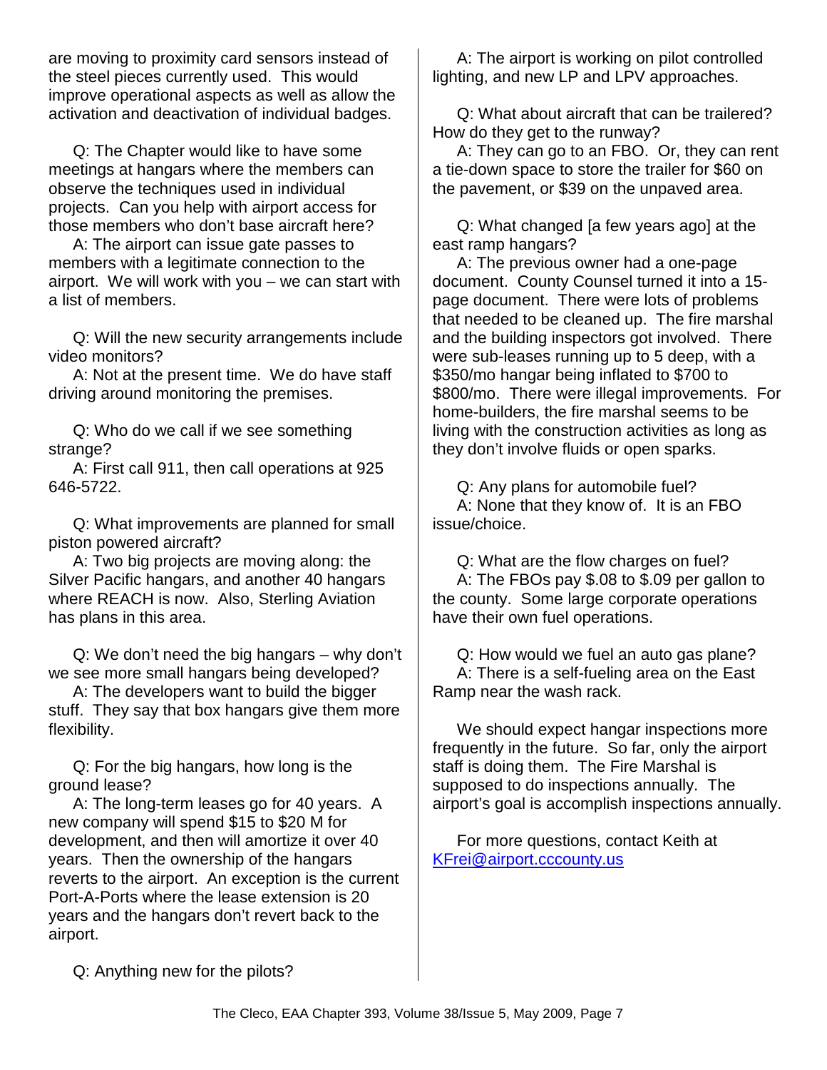are moving to proximity card sensors instead of the steel pieces currently used. This would improve operational aspects as well as allow the activation and deactivation of individual badges.

Q: The Chapter would like to have some meetings at hangars where the members can observe the techniques used in individual projects. Can you help with airport access for those members who don't base aircraft here?
A: The airport can issue gate passes to members with a legitimate connection to the airport. We will work with you – we can start with a list of members.

Q: Will the new security arrangements include video monitors?
A: Not at the present time. We do have staff driving around monitoring the premises.

Q: Who do we call if we see something strange?
A: First call 911, then call operations at 925 646-5722.

Q: What improvements are planned for small piston powered aircraft?
A: Two big projects are moving along: the Silver Pacific hangars, and another 40 hangars where REACH is now. Also, Sterling Aviation has plans in this area.

Q: We don't need the big hangars – why don't we see more small hangars being developed?
A: The developers want to build the bigger stuff. They say that box hangars give them more flexibility.

Q: For the big hangars, how long is the ground lease?
A: The long-term leases go for 40 years. A new company will spend $15 to $20 M for development, and then will amortize it over 40 years. Then the ownership of the hangars reverts to the airport. An exception is the current Port-A-Ports where the lease extension is 20 years and the hangars don't revert back to the airport.

Q: Anything new for the pilots?
A: The airport is working on pilot controlled lighting, and new LP and LPV approaches.

Q: What about aircraft that can be trailered? How do they get to the runway?
A: They can go to an FBO. Or, they can rent a tie-down space to store the trailer for $60 on the pavement, or $39 on the unpaved area.

Q: What changed [a few years ago] at the east ramp hangars?
A: The previous owner had a one-page document. County Counsel turned it into a 15-page document. There were lots of problems that needed to be cleaned up. The fire marshal and the building inspectors got involved. There were sub-leases running up to 5 deep, with a $350/mo hangar being inflated to $700 to $800/mo. There were illegal improvements. For home-builders, the fire marshal seems to be living with the construction activities as long as they don't involve fluids or open sparks.

Q: Any plans for automobile fuel?
A: None that they know of. It is an FBO issue/choice.

Q: What are the flow charges on fuel?
A: The FBOs pay $.08 to $.09 per gallon to the county. Some large corporate operations have their own fuel operations.

Q: How would we fuel an auto gas plane?
A: There is a self-fueling area on the East Ramp near the wash rack.

We should expect hangar inspections more frequently in the future. So far, only the airport staff is doing them. The Fire Marshal is supposed to do inspections annually. The airport's goal is accomplish inspections annually.

For more questions, contact Keith at KFrei@airport.cccounty.us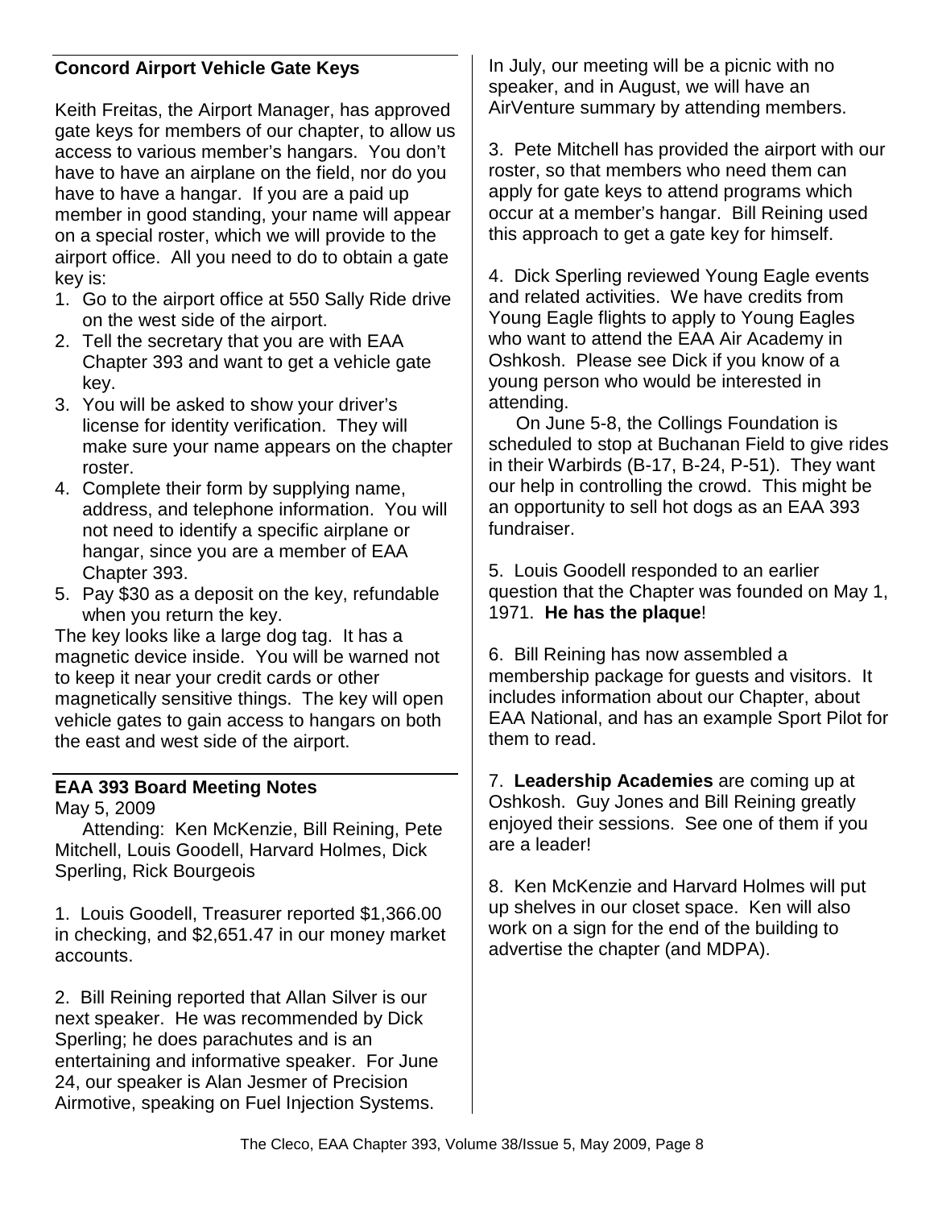## Concord Airport Vehicle Gate Keys

Keith Freitas, the Airport Manager, has approved gate keys for members of our chapter, to allow us access to various member's hangars. You don't have to have an airplane on the field, nor do you have to have a hangar. If you are a paid up member in good standing, your name will appear on a special roster, which we will provide to the airport office. All you need to do to obtain a gate key is:

1. Go to the airport office at 550 Sally Ride drive on the west side of the airport.
2. Tell the secretary that you are with EAA Chapter 393 and want to get a vehicle gate key.
3. You will be asked to show your driver's license for identity verification. They will make sure your name appears on the chapter roster.
4. Complete their form by supplying name, address, and telephone information. You will not need to identify a specific airplane or hangar, since you are a member of EAA Chapter 393.
5. Pay $30 as a deposit on the key, refundable when you return the key.

The key looks like a large dog tag. It has a magnetic device inside. You will be warned not to keep it near your credit cards or other magnetically sensitive things. The key will open vehicle gates to gain access to hangars on both the east and west side of the airport.

## EAA 393 Board Meeting Notes

May 5, 2009

Attending: Ken McKenzie, Bill Reining, Pete Mitchell, Louis Goodell, Harvard Holmes, Dick Sperling, Rick Bourgeois

1. Louis Goodell, Treasurer reported $1,366.00 in checking, and $2,651.47 in our money market accounts.

2. Bill Reining reported that Allan Silver is our next speaker. He was recommended by Dick Sperling; he does parachutes and is an entertaining and informative speaker. For June 24, our speaker is Alan Jesmer of Precision Airmotive, speaking on Fuel Injection Systems. In July, our meeting will be a picnic with no speaker, and in August, we will have an AirVenture summary by attending members.

3. Pete Mitchell has provided the airport with our roster, so that members who need them can apply for gate keys to attend programs which occur at a member's hangar. Bill Reining used this approach to get a gate key for himself.

4. Dick Sperling reviewed Young Eagle events and related activities. We have credits from Young Eagle flights to apply to Young Eagles who want to attend the EAA Air Academy in Oshkosh. Please see Dick if you know of a young person who would be interested in attending.

On June 5-8, the Collings Foundation is scheduled to stop at Buchanan Field to give rides in their Warbirds (B-17, B-24, P-51). They want our help in controlling the crowd. This might be an opportunity to sell hot dogs as an EAA 393 fundraiser.

5. Louis Goodell responded to an earlier question that the Chapter was founded on May 1, 1971. **He has the plaque**!

6. Bill Reining has now assembled a membership package for guests and visitors. It includes information about our Chapter, about EAA National, and has an example Sport Pilot for them to read.

7. **Leadership Academies** are coming up at Oshkosh. Guy Jones and Bill Reining greatly enjoyed their sessions. See one of them if you are a leader!

8. Ken McKenzie and Harvard Holmes will put up shelves in our closet space. Ken will also work on a sign for the end of the building to advertise the chapter (and MDPA).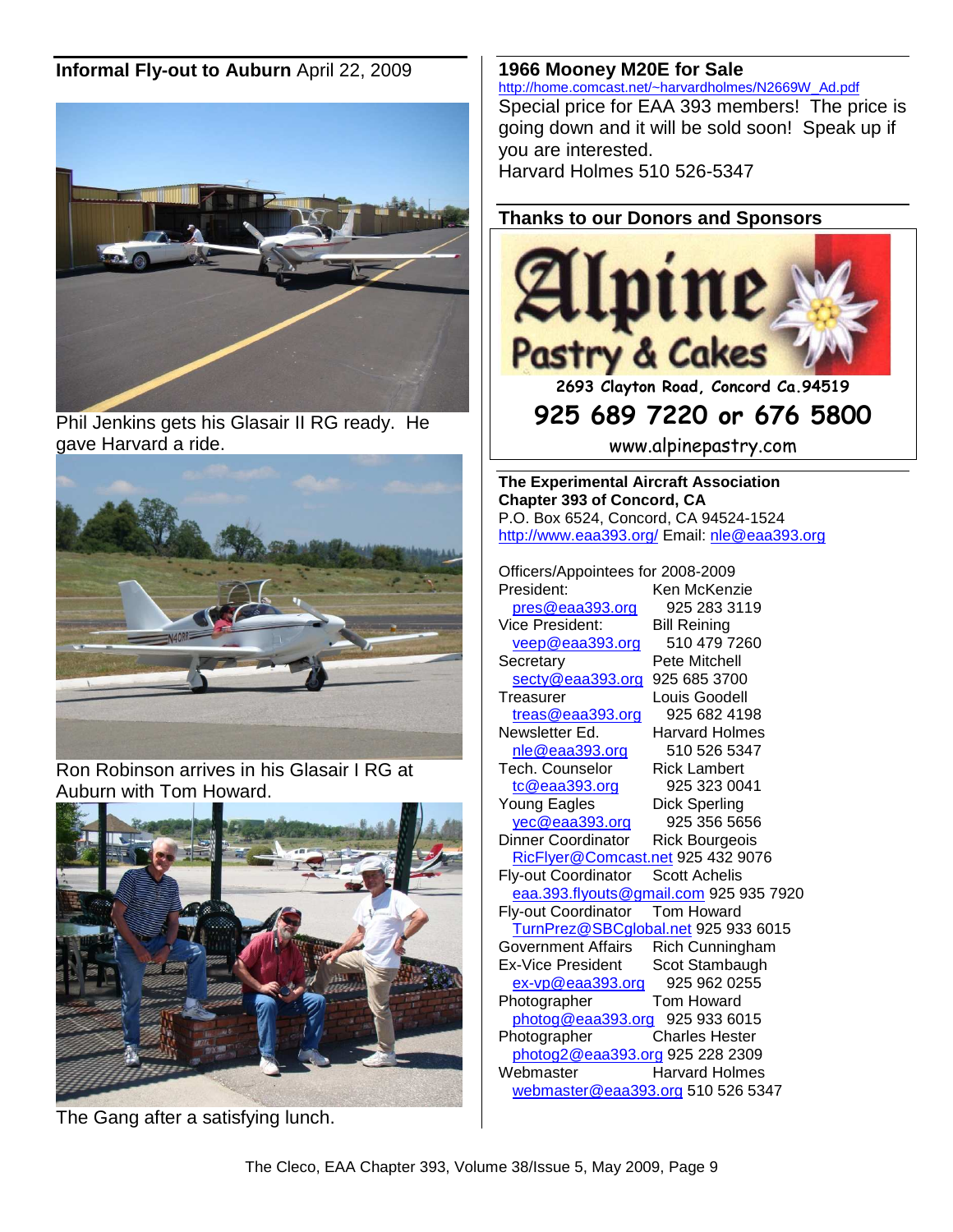## **Informal Fly-out to Auburn** April 22, 2009

Phil Jenkins gets his Glasair II RG ready. He gave Harvard a ride.

Ron Robinson arrives in his Glasair I RG at Auburn with Tom Howard.

The Gang after a satisfying lunch.

## **1966 Mooney M20E for Sale**

http://home.comcast.net/~harvardholmes/N2669W_Ad.pdf

Special price for EAA 393 members! The price is going down and it will be sold soon! Speak up if you are interested.
Harvard Holmes 510 526-5347

## **Thanks to our Donors and Sponsors**

**Alpine Pastry & Cakes**
2693 Clayton Road, Concord Ca.94519
**925 689 7220 or 676 5800**
www.alpinepastry.com

**The Experimental Aircraft Association**
**Chapter 393 of Concord, CA**
P.O. Box 6524, Concord, CA 94524-1524
http://www.eaa393.org/ Email: nle@eaa393.org

Officers/Appointees for 2008-2009

| Position | Name |
|---|---|
| President: | Ken McKenzie |
| pres@eaa393.org | 925 283 3119 |
| Vice President: | Bill Reining |
| veep@eaa393.org | 510 479 7260 |
| Secretary | Pete Mitchell |
| secty@eaa393.org | 925 685 3700 |
| Treasurer | Louis Goodell |
| treas@eaa393.org | 925 682 4198 |
| Newsletter Ed. | Harvard Holmes |
| nle@eaa393.org | 510 526 5347 |
| Tech. Counselor | Rick Lambert |
| tc@eaa393.org | 925 323 0041 |
| Young Eagles | Dick Sperling |
| yec@eaa393.org | 925 356 5656 |
| Dinner Coordinator | Rick Bourgeois |
| RicFlyer@Comcast.net | 925 432 9076 |
| Fly-out Coordinator | Scott Achelis |
| eaa.393.flyouts@gmail.com | 925 935 7920 |
| Fly-out Coordinator | Tom Howard |
| TurnPrez@SBCglobal.net | 925 933 6015 |
| Government Affairs | Rich Cunningham |
| Ex-Vice President | Scot Stambaugh |
| ex-vp@eaa393.org | 925 962 0255 |
| Photographer | Tom Howard |
| photog@eaa393.org | 925 933 6015 |
| Photographer | Charles Hester |
| photog2@eaa393.org | 925 228 2309 |
| Webmaster | Harvard Holmes |
| webmaster@eaa393.org | 510 526 5347 |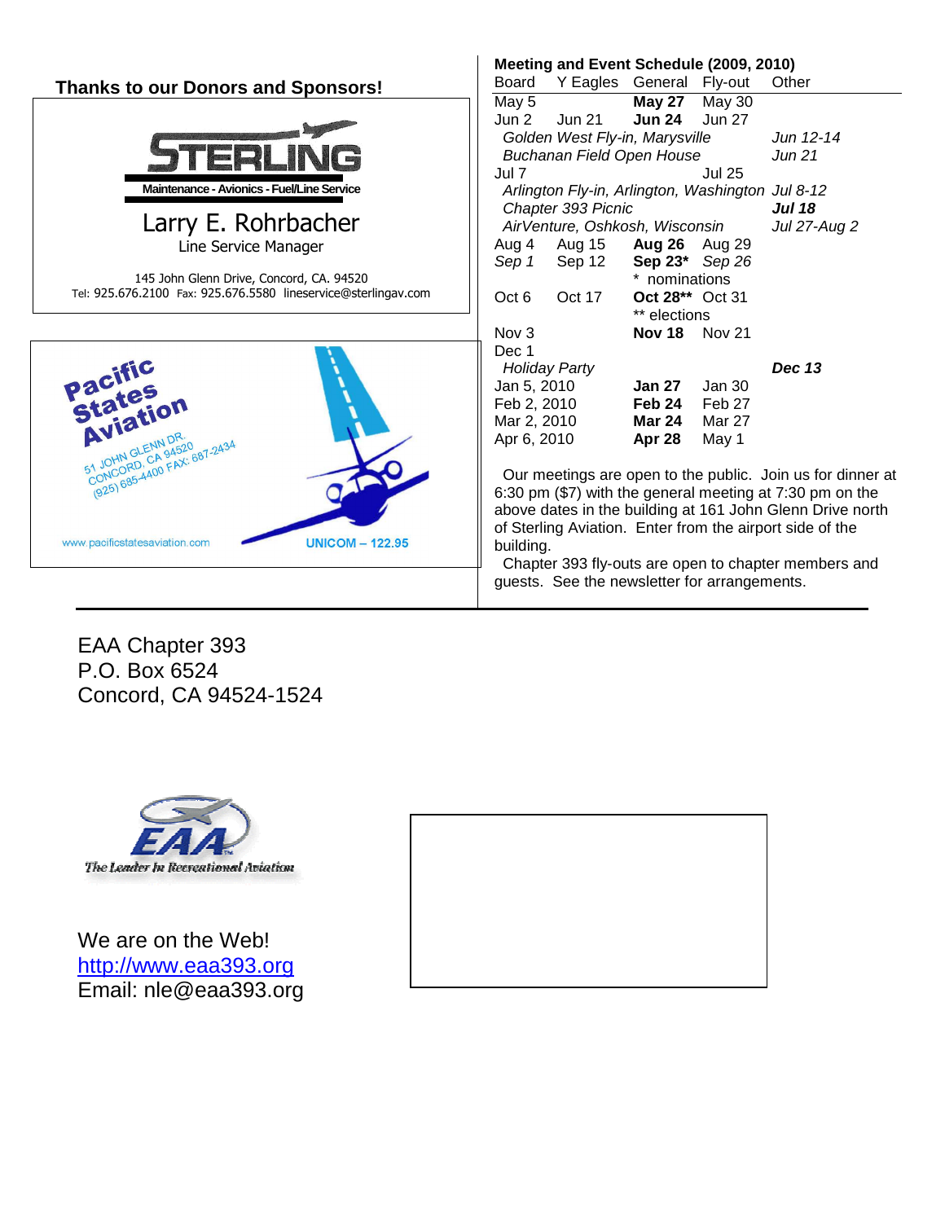## Thanks to our Donors and Sponsors!

STERLING

Maintenance - Avionics - Fuel/Line Service

Larry E. Rohrbacher

Line Service Manager

145 John Glenn Drive, Concord, CA. 94520

Tel: 925.676.2100 Fax: 925.676.5580 lineservice@sterlingav.com

Pacific States Aviation

51 JOHN GLENN DR.
CONCORD, CA 94520
(925) 685-4400 FAX: 687-2434

www.pacificstatesaviation.com

UNICOM – 122.95

### Meeting and Event Schedule (2009, 2010)

| Board | Y Eagles | General | Fly-out | Other |
|---|---|---|---|---|
| May 5 | | **May 27** | May 30 | |
| Jun 2 | Jun 21 | **Jun 24** | Jun 27 | |
| *Golden West Fly-in, Marysville* | | | | *Jun 12-14* |
| *Buchanan Field Open House* | | | | *Jun 21* |
| Jul 7 | | | Jul 25 | |
| *Arlington Fly-in, Arlington, Washington* | | | | *Jul 8-12* |
| *Chapter 393 Picnic* | | | | ***Jul 18*** |
| *AirVenture, Oshkosh, Wisconsin* | | | | *Jul 27-Aug 2* |
| Aug 4 | Aug 15 | **Aug 26** | Aug 29 | |
| *Sep 1* | Sep 12 | **Sep 23*** | *Sep 26* | |
| | | * nominations | | |
| Oct 6 | Oct 17 | **Oct 28**** | Oct 31 | |
| | | ** elections | | |
| Nov 3 | | **Nov 18** | Nov 21 | |
| Dec 1 | | | | |
| *Holiday Party* | | | | ***Dec 13*** |
| Jan 5, 2010 | | **Jan 27** | Jan 30 | |
| Feb 2, 2010 | | **Feb 24** | Feb 27 | |
| Mar 2, 2010 | | **Mar 24** | Mar 27 | |
| Apr 6, 2010 | | **Apr 28** | May 1 | |

Our meetings are open to the public. Join us for dinner at 6:30 pm ($7) with the general meeting at 7:30 pm on the above dates in the building at 161 John Glenn Drive north of Sterling Aviation. Enter from the airport side of the building.

Chapter 393 fly-outs are open to chapter members and guests. See the newsletter for arrangements.

EAA Chapter 393
P.O. Box 6524
Concord, CA 94524-1524

EAA
The Leader In Recreational Aviation

We are on the Web!
[http://www.eaa393.org](http://www.eaa393.org)
Email: nle@eaa393.org